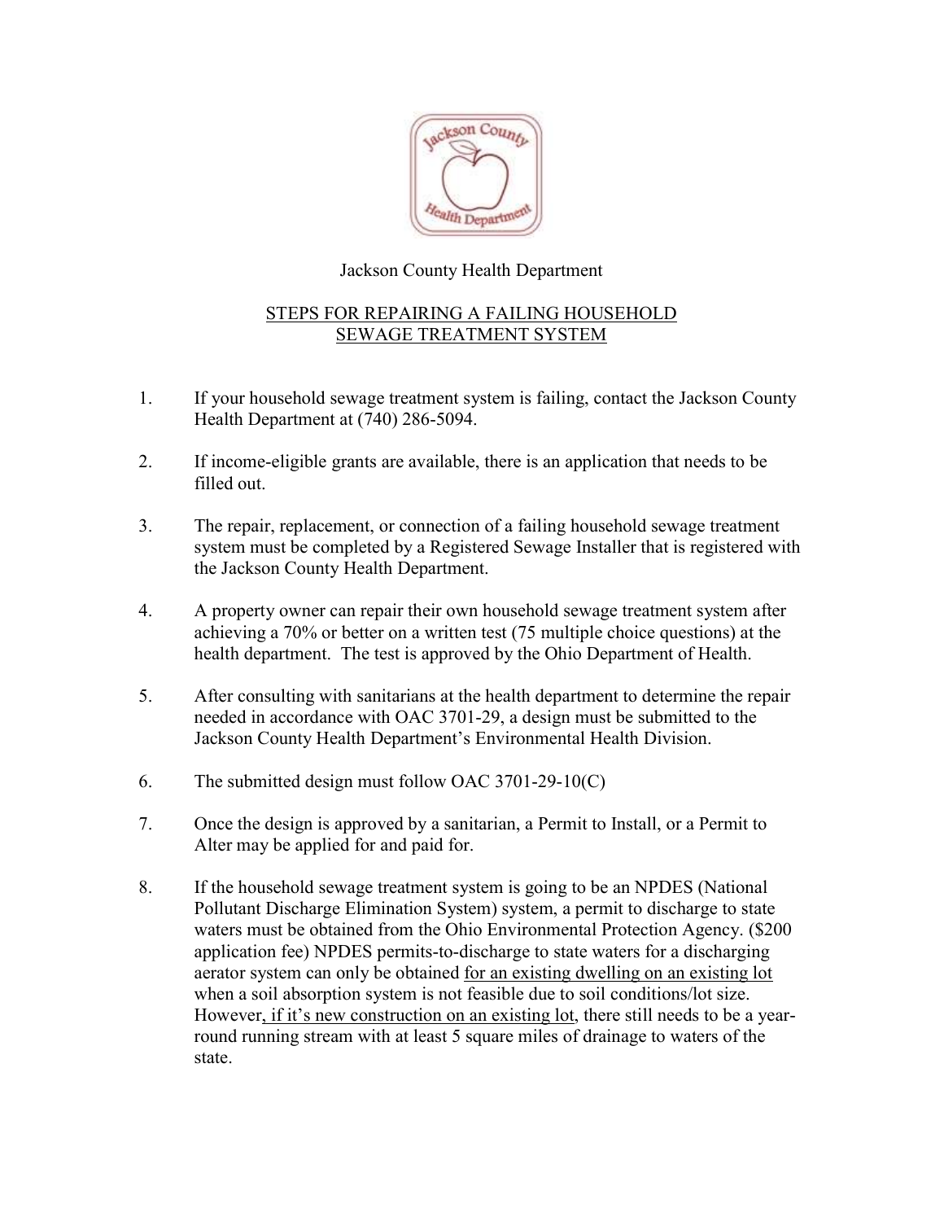Jackson County Health Department

## STEPS FOR REPAIRING A FAILING HOUSEHOLD SEWAGE TREATMENT SYSTEM

1. If your household sewage treatment system is failing, contact the Jackson County Health Department at (740) 286-5094.

2. If income-eligible grants are available, there is an application that needs to be filled out.

3. The repair, replacement, or connection of a failing household sewage treatment system must be completed by a Registered Sewage Installer that is registered with the Jackson County Health Department.

4. A property owner can repair their own household sewage treatment system after achieving a 70% or better on a written test (75 multiple choice questions) at the health department. The test is approved by the Ohio Department of Health.

5. After consulting with sanitarians at the health department to determine the repair needed in accordance with OAC 3701-29, a design must be submitted to the Jackson County Health Department's Environmental Health Division.

6. The submitted design must follow OAC 3701-29-10(C)

7. Once the design is approved by a sanitarian, a Permit to Install, or a Permit to Alter may be applied for and paid for.

8. If the household sewage treatment system is going to be an NPDES (National Pollutant Discharge Elimination System) system, a permit to discharge to state waters must be obtained from the Ohio Environmental Protection Agency. ($200 application fee) NPDES permits-to-discharge to state waters for a discharging aerator system can only be obtained for an existing dwelling on an existing lot when a soil absorption system is not feasible due to soil conditions/lot size. However, if it's new construction on an existing lot, there still needs to be a year-round running stream with at least 5 square miles of drainage to waters of the state.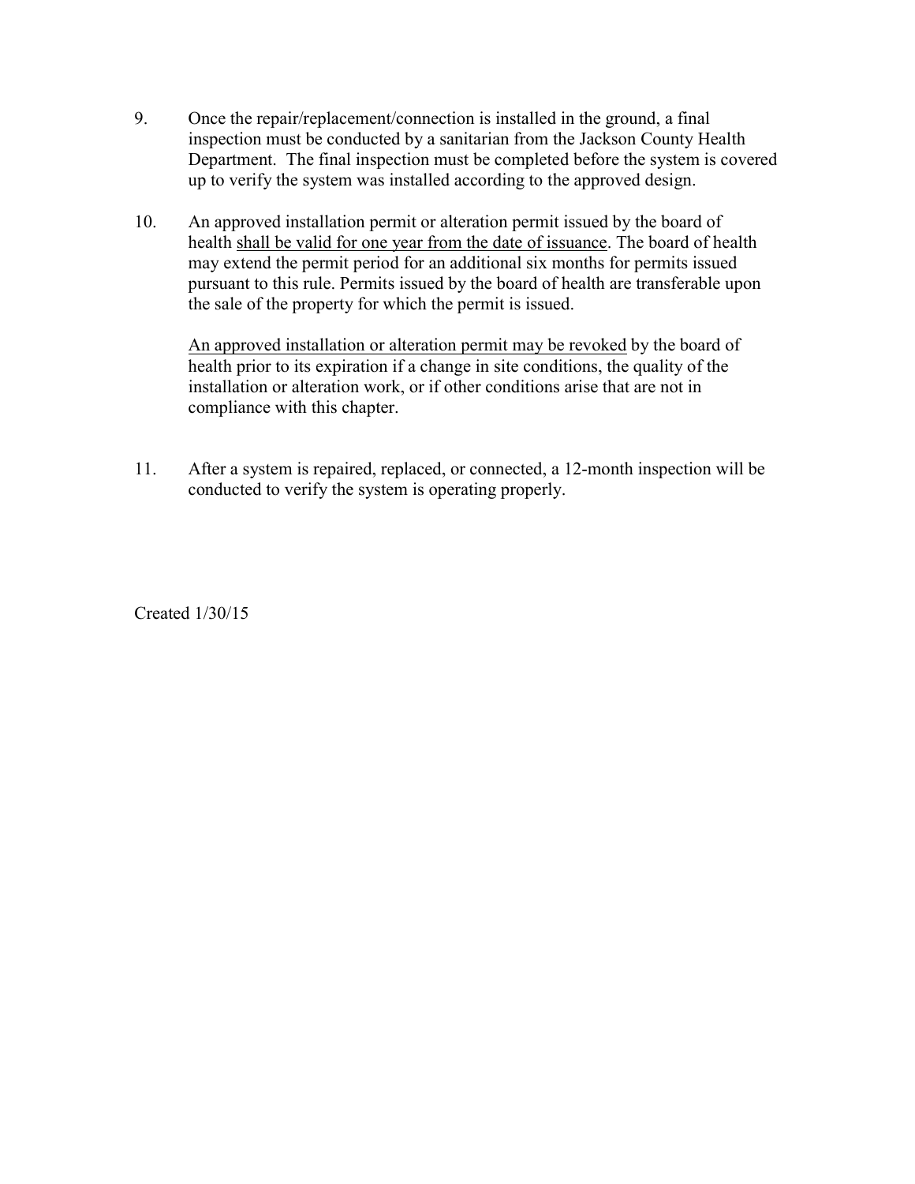9. Once the repair/replacement/connection is installed in the ground, a final inspection must be conducted by a sanitarian from the Jackson County Health Department. The final inspection must be completed before the system is covered up to verify the system was installed according to the approved design.

10. An approved installation permit or alteration permit issued by the board of health <u>shall be valid for one year from the date of issuance</u>. The board of health may extend the permit period for an additional six months for permits issued pursuant to this rule. Permits issued by the board of health are transferable upon the sale of the property for which the permit is issued.

    <u>An approved installation or alteration permit may be revoked</u> by the board of health prior to its expiration if a change in site conditions, the quality of the installation or alteration work, or if other conditions arise that are not in compliance with this chapter.

11. After a system is repaired, replaced, or connected, a 12-month inspection will be conducted to verify the system is operating properly.

Created 1/30/15